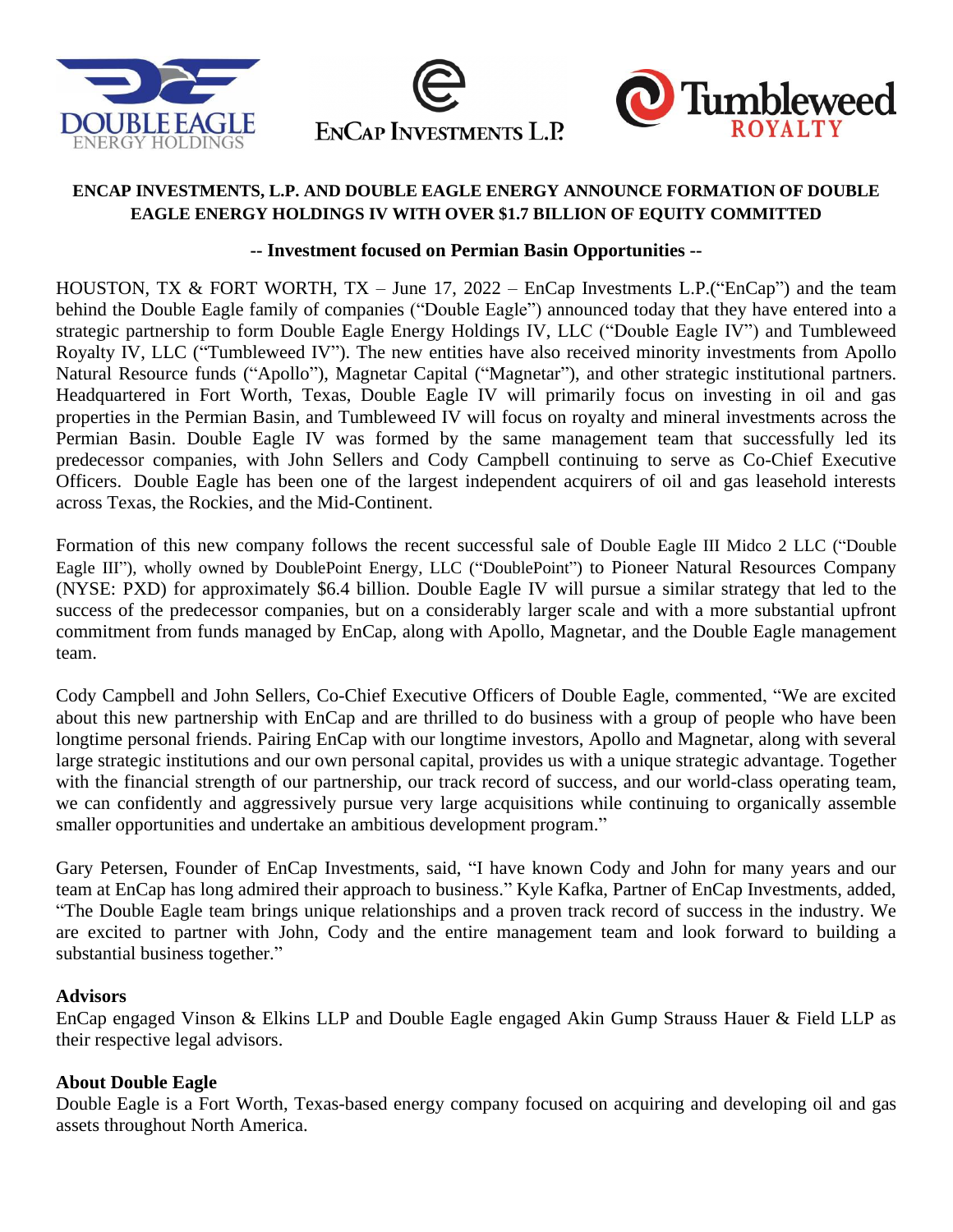**ENCAP INVESTMENTS, L.P. AND DOUBLE EAGLE ENERGY ANNOUNCE FORMATION OF DOUBLE EAGLE ENERGY HOLDINGS IV WITH OVER $1.7 BILLION OF EQUITY COMMITTED**

**-- Investment focused on Permian Basin Opportunities --**

HOUSTON, TX & FORT WORTH, TX – June 17, 2022 – EnCap Investments L.P.("EnCap") and the team behind the Double Eagle family of companies ("Double Eagle") announced today that they have entered into a strategic partnership to form Double Eagle Energy Holdings IV, LLC ("Double Eagle IV") and Tumbleweed Royalty IV, LLC ("Tumbleweed IV"). The new entities have also received minority investments from Apollo Natural Resource funds ("Apollo"), Magnetar Capital ("Magnetar"), and other strategic institutional partners. Headquartered in Fort Worth, Texas, Double Eagle IV will primarily focus on investing in oil and gas properties in the Permian Basin, and Tumbleweed IV will focus on royalty and mineral investments across the Permian Basin. Double Eagle IV was formed by the same management team that successfully led its predecessor companies, with John Sellers and Cody Campbell continuing to serve as Co-Chief Executive Officers. Double Eagle has been one of the largest independent acquirers of oil and gas leasehold interests across Texas, the Rockies, and the Mid-Continent.

Formation of this new company follows the recent successful sale of Double Eagle III Midco 2 LLC ("Double Eagle III"), wholly owned by DoublePoint Energy, LLC ("DoublePoint") to Pioneer Natural Resources Company (NYSE: PXD) for approximately $6.4 billion. Double Eagle IV will pursue a similar strategy that led to the success of the predecessor companies, but on a considerably larger scale and with a more substantial upfront commitment from funds managed by EnCap, along with Apollo, Magnetar, and the Double Eagle management team.

Cody Campbell and John Sellers, Co-Chief Executive Officers of Double Eagle, commented, "We are excited about this new partnership with EnCap and are thrilled to do business with a group of people who have been longtime personal friends. Pairing EnCap with our longtime investors, Apollo and Magnetar, along with several large strategic institutions and our own personal capital, provides us with a unique strategic advantage. Together with the financial strength of our partnership, our track record of success, and our world-class operating team, we can confidently and aggressively pursue very large acquisitions while continuing to organically assemble smaller opportunities and undertake an ambitious development program."

Gary Petersen, Founder of EnCap Investments, said, "I have known Cody and John for many years and our team at EnCap has long admired their approach to business." Kyle Kafka, Partner of EnCap Investments, added, "The Double Eagle team brings unique relationships and a proven track record of success in the industry. We are excited to partner with John, Cody and the entire management team and look forward to building a substantial business together."

**Advisors**

EnCap engaged Vinson & Elkins LLP and Double Eagle engaged Akin Gump Strauss Hauer & Field LLP as their respective legal advisors.

**About Double Eagle**

Double Eagle is a Fort Worth, Texas-based energy company focused on acquiring and developing oil and gas assets throughout North America.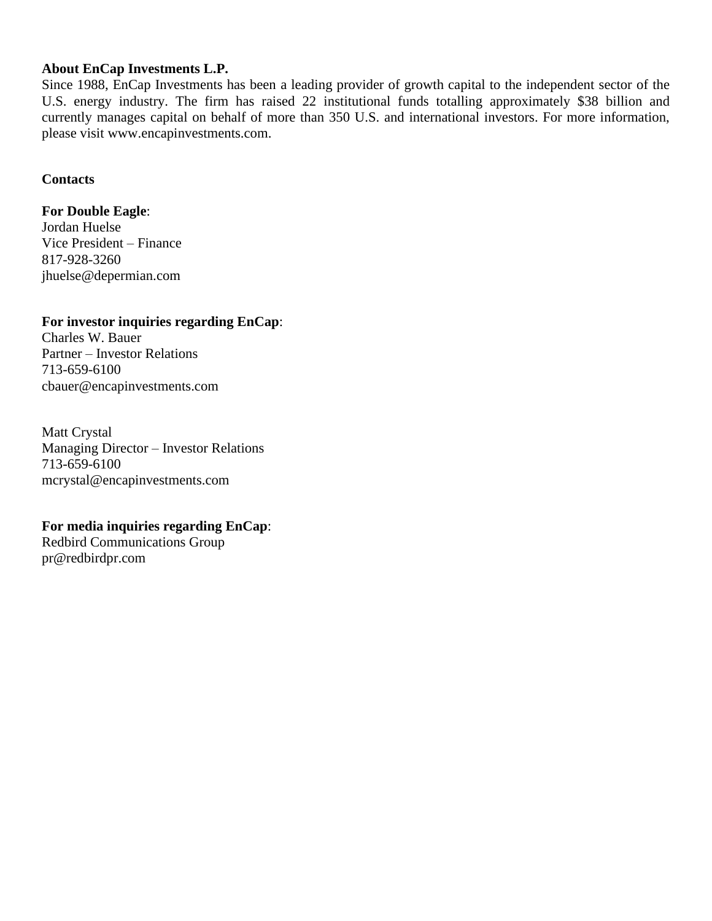**About EnCap Investments L.P.**
Since 1988, EnCap Investments has been a leading provider of growth capital to the independent sector of the U.S. energy industry. The firm has raised 22 institutional funds totalling approximately $38 billion and currently manages capital on behalf of more than 350 U.S. and international investors. For more information, please visit www.encapinvestments.com.

**Contacts**

**For Double Eagle**:
Jordan Huelse
Vice President – Finance
817-928-3260
jhuelse@depermian.com

**For investor inquiries regarding EnCap**:
Charles W. Bauer
Partner – Investor Relations
713-659-6100
cbauer@encapinvestments.com

Matt Crystal
Managing Director – Investor Relations
713-659-6100
mcrystal@encapinvestments.com

**For media inquiries regarding EnCap**:
Redbird Communications Group
pr@redbirdpr.com